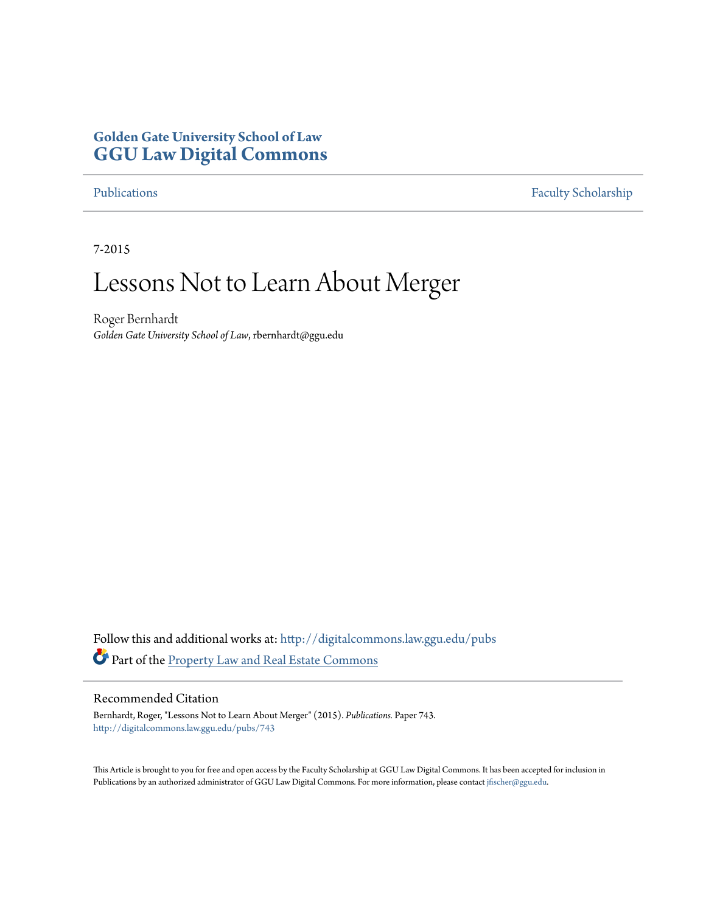**Golden Gate University School of Law**
**GGU Law Digital Commons**

Publications | Faculty Scholarship

7-2015

# Lessons Not to Learn About Merger

Roger Bernhardt
*Golden Gate University School of Law*, rbernhardt@ggu.edu

Follow this and additional works at: http://digitalcommons.law.ggu.edu/pubs
Part of the Property Law and Real Estate Commons

## Recommended Citation

Bernhardt, Roger, "Lessons Not to Learn About Merger" (2015). *Publications.* Paper 743.
http://digitalcommons.law.ggu.edu/pubs/743

This Article is brought to you for free and open access by the Faculty Scholarship at GGU Law Digital Commons. It has been accepted for inclusion in Publications by an authorized administrator of GGU Law Digital Commons. For more information, please contact jfischer@ggu.edu.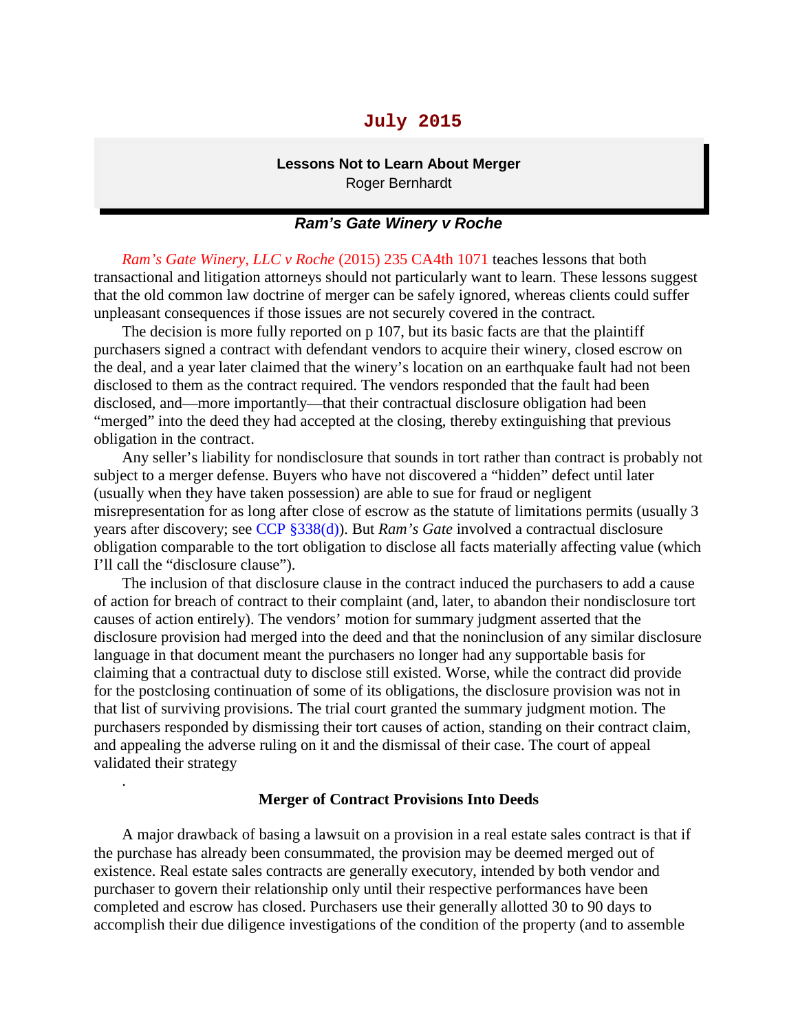## July 2015

**Lessons Not to Learn About Merger**
Roger Bernhardt

### *Ram's Gate Winery v Roche*

*Ram's Gate Winery, LLC v Roche* (2015) 235 CA4th 1071 teaches lessons that both transactional and litigation attorneys should not particularly want to learn. These lessons suggest that the old common law doctrine of merger can be safely ignored, whereas clients could suffer unpleasant consequences if those issues are not securely covered in the contract.

The decision is more fully reported on p 107, but its basic facts are that the plaintiff purchasers signed a contract with defendant vendors to acquire their winery, closed escrow on the deal, and a year later claimed that the winery's location on an earthquake fault had not been disclosed to them as the contract required. The vendors responded that the fault had been disclosed, and—more importantly—that their contractual disclosure obligation had been "merged" into the deed they had accepted at the closing, thereby extinguishing that previous obligation in the contract.

Any seller's liability for nondisclosure that sounds in tort rather than contract is probably not subject to a merger defense. Buyers who have not discovered a "hidden" defect until later (usually when they have taken possession) are able to sue for fraud or negligent misrepresentation for as long after close of escrow as the statute of limitations permits (usually 3 years after discovery; see CCP §338(d)). But *Ram's Gate* involved a contractual disclosure obligation comparable to the tort obligation to disclose all facts materially affecting value (which I'll call the "disclosure clause").

The inclusion of that disclosure clause in the contract induced the purchasers to add a cause of action for breach of contract to their complaint (and, later, to abandon their nondisclosure tort causes of action entirely). The vendors' motion for summary judgment asserted that the disclosure provision had merged into the deed and that the noninclusion of any similar disclosure language in that document meant the purchasers no longer had any supportable basis for claiming that a contractual duty to disclose still existed. Worse, while the contract did provide for the postclosing continuation of some of its obligations, the disclosure provision was not in that list of surviving provisions. The trial court granted the summary judgment motion. The purchasers responded by dismissing their tort causes of action, standing on their contract claim, and appealing the adverse ruling on it and the dismissal of their case. The court of appeal validated their strategy

.

**Merger of Contract Provisions Into Deeds**

A major drawback of basing a lawsuit on a provision in a real estate sales contract is that if the purchase has already been consummated, the provision may be deemed merged out of existence. Real estate sales contracts are generally executory, intended by both vendor and purchaser to govern their relationship only until their respective performances have been completed and escrow has closed. Purchasers use their generally allotted 30 to 90 days to accomplish their due diligence investigations of the condition of the property (and to assemble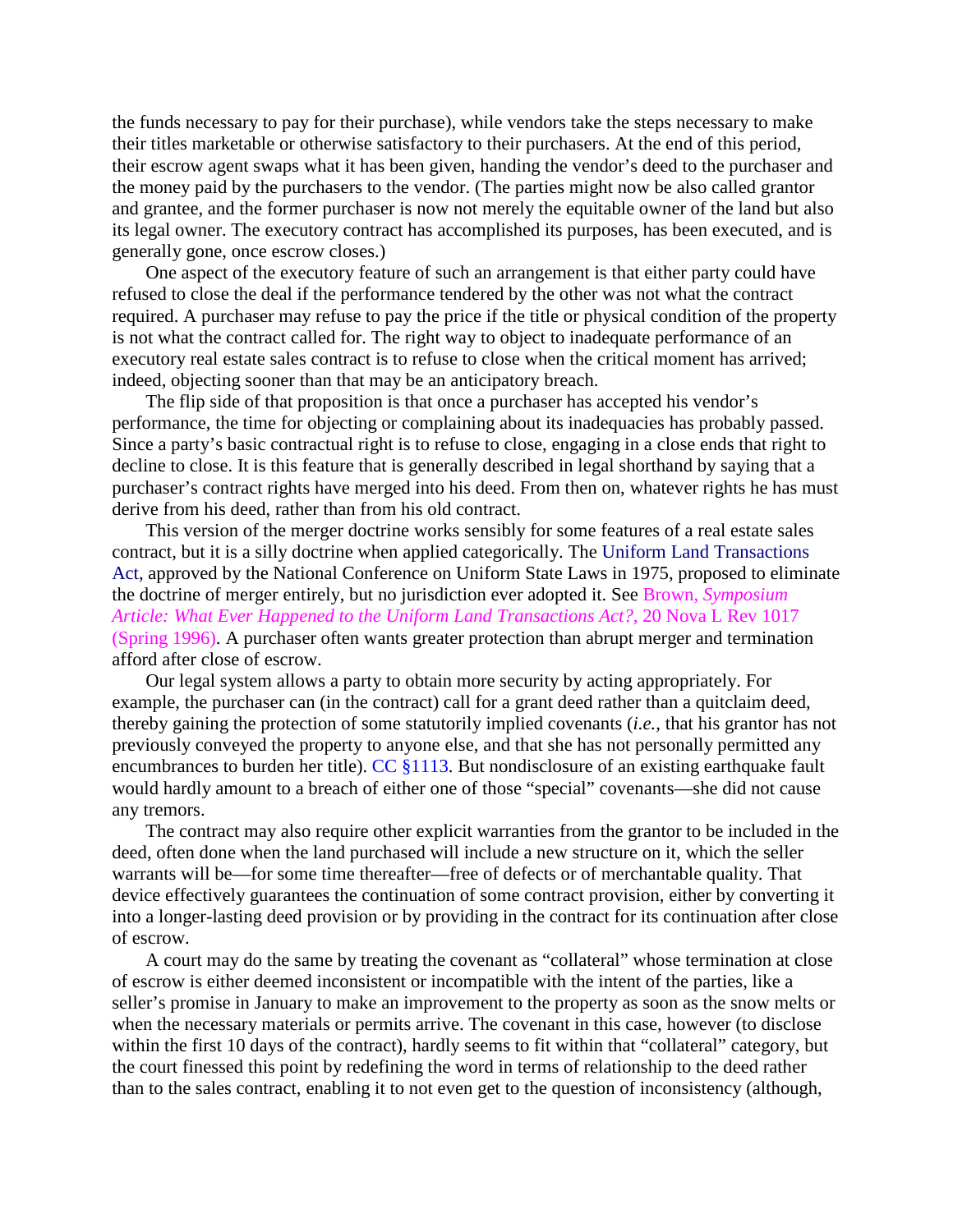the funds necessary to pay for their purchase), while vendors take the steps necessary to make their titles marketable or otherwise satisfactory to their purchasers. At the end of this period, their escrow agent swaps what it has been given, handing the vendor's deed to the purchaser and the money paid by the purchasers to the vendor. (The parties might now be also called grantor and grantee, and the former purchaser is now not merely the equitable owner of the land but also its legal owner. The executory contract has accomplished its purposes, has been executed, and is generally gone, once escrow closes.)

One aspect of the executory feature of such an arrangement is that either party could have refused to close the deal if the performance tendered by the other was not what the contract required. A purchaser may refuse to pay the price if the title or physical condition of the property is not what the contract called for. The right way to object to inadequate performance of an executory real estate sales contract is to refuse to close when the critical moment has arrived; indeed, objecting sooner than that may be an anticipatory breach.

The flip side of that proposition is that once a purchaser has accepted his vendor's performance, the time for objecting or complaining about its inadequacies has probably passed. Since a party's basic contractual right is to refuse to close, engaging in a close ends that right to decline to close. It is this feature that is generally described in legal shorthand by saying that a purchaser's contract rights have merged into his deed. From then on, whatever rights he has must derive from his deed, rather than from his old contract.

This version of the merger doctrine works sensibly for some features of a real estate sales contract, but it is a silly doctrine when applied categorically. The Uniform Land Transactions Act, approved by the National Conference on Uniform State Laws in 1975, proposed to eliminate the doctrine of merger entirely, but no jurisdiction ever adopted it. See Brown, *Symposium Article: What Ever Happened to the Uniform Land Transactions Act?*, 20 Nova L Rev 1017 (Spring 1996). A purchaser often wants greater protection than abrupt merger and termination afford after close of escrow.

Our legal system allows a party to obtain more security by acting appropriately. For example, the purchaser can (in the contract) call for a grant deed rather than a quitclaim deed, thereby gaining the protection of some statutorily implied covenants (*i.e.,* that his grantor has not previously conveyed the property to anyone else, and that she has not personally permitted any encumbrances to burden her title). CC §1113. But nondisclosure of an existing earthquake fault would hardly amount to a breach of either one of those "special" covenants—she did not cause any tremors.

The contract may also require other explicit warranties from the grantor to be included in the deed, often done when the land purchased will include a new structure on it, which the seller warrants will be—for some time thereafter—free of defects or of merchantable quality. That device effectively guarantees the continuation of some contract provision, either by converting it into a longer-lasting deed provision or by providing in the contract for its continuation after close of escrow.

A court may do the same by treating the covenant as "collateral" whose termination at close of escrow is either deemed inconsistent or incompatible with the intent of the parties, like a seller's promise in January to make an improvement to the property as soon as the snow melts or when the necessary materials or permits arrive. The covenant in this case, however (to disclose within the first 10 days of the contract), hardly seems to fit within that "collateral" category, but the court finessed this point by redefining the word in terms of relationship to the deed rather than to the sales contract, enabling it to not even get to the question of inconsistency (although,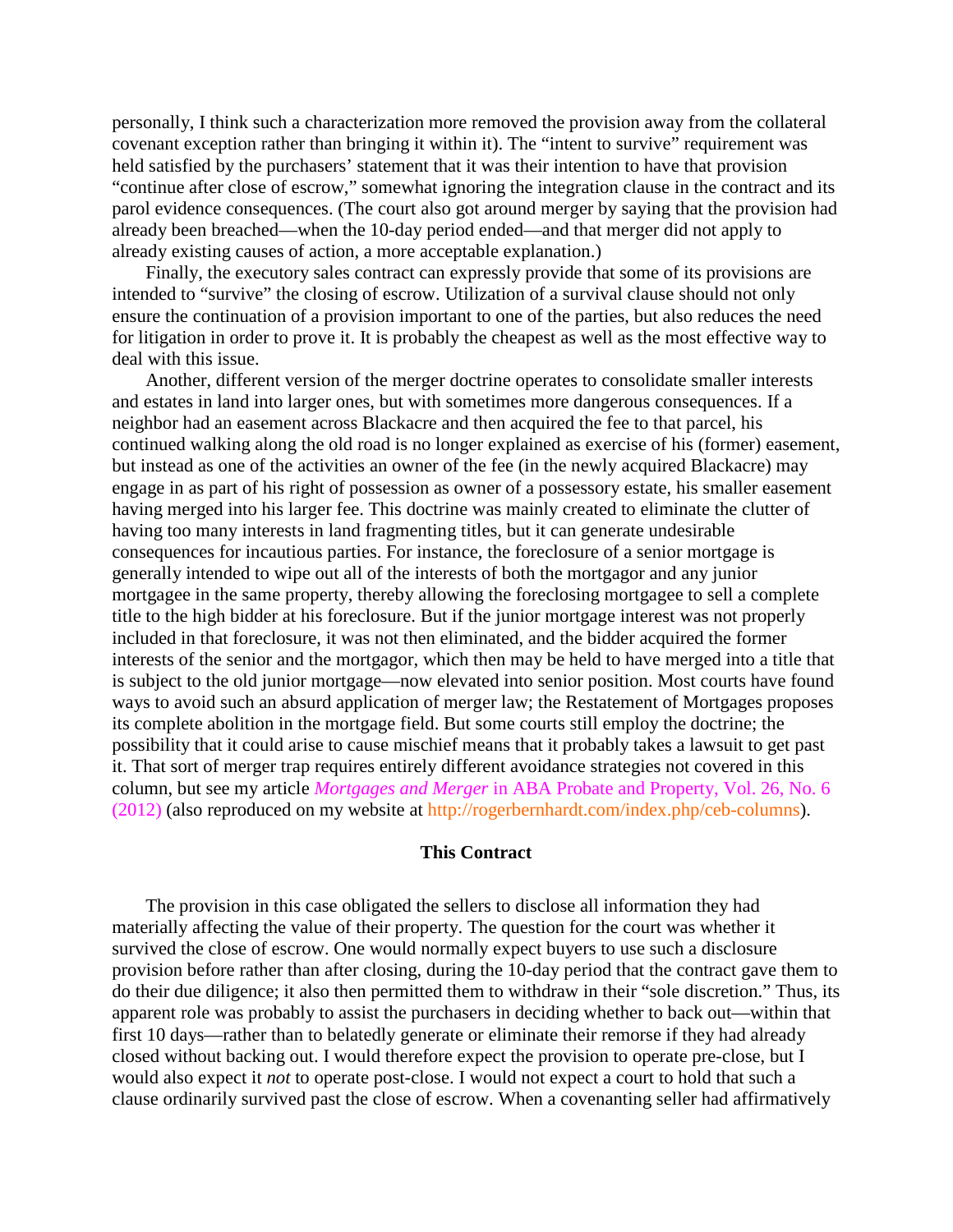personally, I think such a characterization more removed the provision away from the collateral covenant exception rather than bringing it within it). The "intent to survive" requirement was held satisfied by the purchasers' statement that it was their intention to have that provision "continue after close of escrow," somewhat ignoring the integration clause in the contract and its parol evidence consequences. (The court also got around merger by saying that the provision had already been breached—when the 10-day period ended—and that merger did not apply to already existing causes of action, a more acceptable explanation.)

Finally, the executory sales contract can expressly provide that some of its provisions are intended to "survive" the closing of escrow. Utilization of a survival clause should not only ensure the continuation of a provision important to one of the parties, but also reduces the need for litigation in order to prove it. It is probably the cheapest as well as the most effective way to deal with this issue.

Another, different version of the merger doctrine operates to consolidate smaller interests and estates in land into larger ones, but with sometimes more dangerous consequences. If a neighbor had an easement across Blackacre and then acquired the fee to that parcel, his continued walking along the old road is no longer explained as exercise of his (former) easement, but instead as one of the activities an owner of the fee (in the newly acquired Blackacre) may engage in as part of his right of possession as owner of a possessory estate, his smaller easement having merged into his larger fee. This doctrine was mainly created to eliminate the clutter of having too many interests in land fragmenting titles, but it can generate undesirable consequences for incautious parties. For instance, the foreclosure of a senior mortgage is generally intended to wipe out all of the interests of both the mortgagor and any junior mortgagee in the same property, thereby allowing the foreclosing mortgagee to sell a complete title to the high bidder at his foreclosure. But if the junior mortgage interest was not properly included in that foreclosure, it was not then eliminated, and the bidder acquired the former interests of the senior and the mortgagor, which then may be held to have merged into a title that is subject to the old junior mortgage—now elevated into senior position. Most courts have found ways to avoid such an absurd application of merger law; the Restatement of Mortgages proposes its complete abolition in the mortgage field. But some courts still employ the doctrine; the possibility that it could arise to cause mischief means that it probably takes a lawsuit to get past it. That sort of merger trap requires entirely different avoidance strategies not covered in this column, but see my article *Mortgages and Merger* in ABA Probate and Property, Vol. 26, No. 6 (2012) (also reproduced on my website at http://rogerbernhardt.com/index.php/ceb-columns).

### This Contract

The provision in this case obligated the sellers to disclose all information they had materially affecting the value of their property. The question for the court was whether it survived the close of escrow. One would normally expect buyers to use such a disclosure provision before rather than after closing, during the 10-day period that the contract gave them to do their due diligence; it also then permitted them to withdraw in their "sole discretion." Thus, its apparent role was probably to assist the purchasers in deciding whether to back out—within that first 10 days—rather than to belatedly generate or eliminate their remorse if they had already closed without backing out. I would therefore expect the provision to operate pre-close, but I would also expect it *not* to operate post-close. I would not expect a court to hold that such a clause ordinarily survived past the close of escrow. When a covenanting seller had affirmatively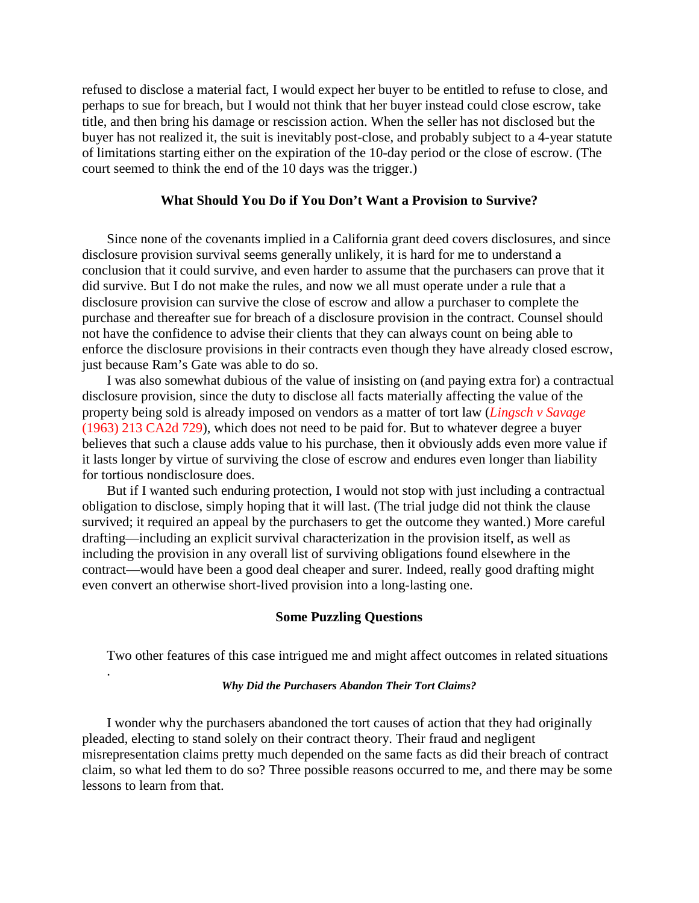refused to disclose a material fact, I would expect her buyer to be entitled to refuse to close, and perhaps to sue for breach, but I would not think that her buyer instead could close escrow, take title, and then bring his damage or rescission action. When the seller has not disclosed but the buyer has not realized it, the suit is inevitably post-close, and probably subject to a 4-year statute of limitations starting either on the expiration of the 10-day period or the close of escrow. (The court seemed to think the end of the 10 days was the trigger.)

### What Should You Do if You Don't Want a Provision to Survive?

Since none of the covenants implied in a California grant deed covers disclosures, and since disclosure provision survival seems generally unlikely, it is hard for me to understand a conclusion that it could survive, and even harder to assume that the purchasers can prove that it did survive. But I do not make the rules, and now we all must operate under a rule that a disclosure provision can survive the close of escrow and allow a purchaser to complete the purchase and thereafter sue for breach of a disclosure provision in the contract. Counsel should not have the confidence to advise their clients that they can always count on being able to enforce the disclosure provisions in their contracts even though they have already closed escrow, just because Ram's Gate was able to do so.

I was also somewhat dubious of the value of insisting on (and paying extra for) a contractual disclosure provision, since the duty to disclose all facts materially affecting the value of the property being sold is already imposed on vendors as a matter of tort law (*Lingsch v Savage* (1963) 213 CA2d 729), which does not need to be paid for. But to whatever degree a buyer believes that such a clause adds value to his purchase, then it obviously adds even more value if it lasts longer by virtue of surviving the close of escrow and endures even longer than liability for tortious nondisclosure does.

But if I wanted such enduring protection, I would not stop with just including a contractual obligation to disclose, simply hoping that it will last. (The trial judge did not think the clause survived; it required an appeal by the purchasers to get the outcome they wanted.) More careful drafting—including an explicit survival characterization in the provision itself, as well as including the provision in any overall list of surviving obligations found elsewhere in the contract—would have been a good deal cheaper and surer. Indeed, really good drafting might even convert an otherwise short-lived provision into a long-lasting one.

### Some Puzzling Questions

Two other features of this case intrigued me and might affect outcomes in related situations.

#### *Why Did the Purchasers Abandon Their Tort Claims?*

I wonder why the purchasers abandoned the tort causes of action that they had originally pleaded, electing to stand solely on their contract theory. Their fraud and negligent misrepresentation claims pretty much depended on the same facts as did their breach of contract claim, so what led them to do so? Three possible reasons occurred to me, and there may be some lessons to learn from that.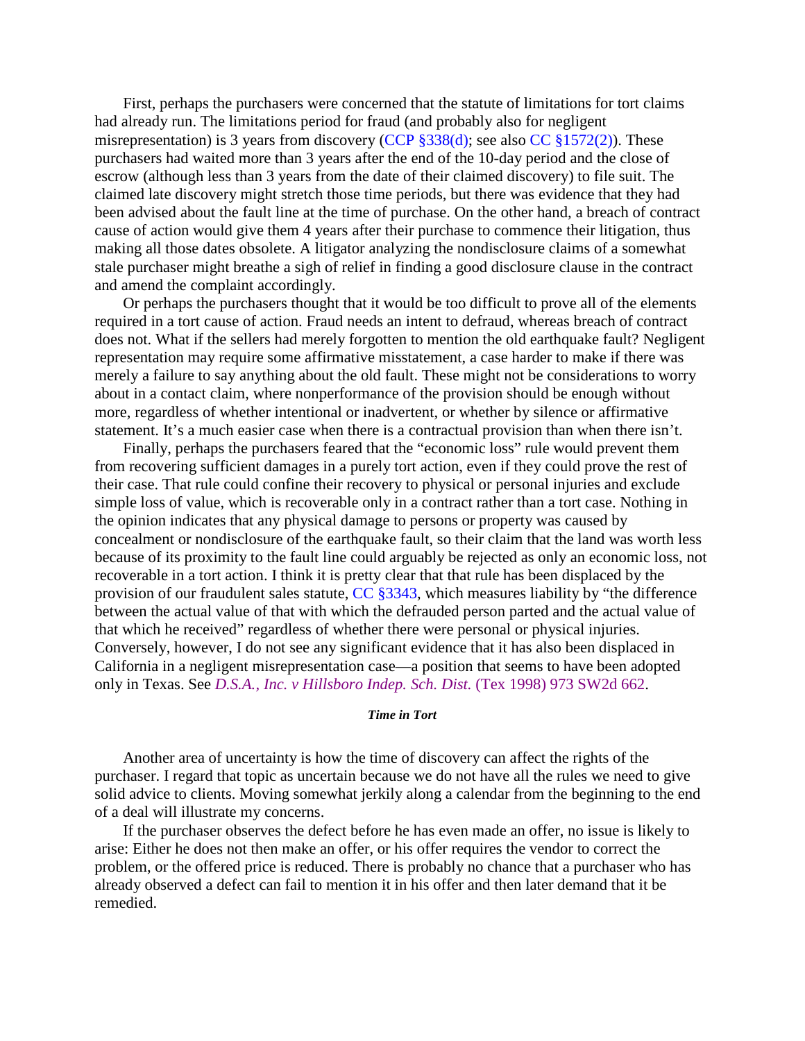First, perhaps the purchasers were concerned that the statute of limitations for tort claims had already run. The limitations period for fraud (and probably also for negligent misrepresentation) is 3 years from discovery (CCP §338(d); see also CC §1572(2)). These purchasers had waited more than 3 years after the end of the 10-day period and the close of escrow (although less than 3 years from the date of their claimed discovery) to file suit. The claimed late discovery might stretch those time periods, but there was evidence that they had been advised about the fault line at the time of purchase. On the other hand, a breach of contract cause of action would give them 4 years after their purchase to commence their litigation, thus making all those dates obsolete. A litigator analyzing the nondisclosure claims of a somewhat stale purchaser might breathe a sigh of relief in finding a good disclosure clause in the contract and amend the complaint accordingly.

Or perhaps the purchasers thought that it would be too difficult to prove all of the elements required in a tort cause of action. Fraud needs an intent to defraud, whereas breach of contract does not. What if the sellers had merely forgotten to mention the old earthquake fault? Negligent representation may require some affirmative misstatement, a case harder to make if there was merely a failure to say anything about the old fault. These might not be considerations to worry about in a contact claim, where nonperformance of the provision should be enough without more, regardless of whether intentional or inadvertent, or whether by silence or affirmative statement. It's a much easier case when there is a contractual provision than when there isn't.

Finally, perhaps the purchasers feared that the "economic loss" rule would prevent them from recovering sufficient damages in a purely tort action, even if they could prove the rest of their case. That rule could confine their recovery to physical or personal injuries and exclude simple loss of value, which is recoverable only in a contract rather than a tort case. Nothing in the opinion indicates that any physical damage to persons or property was caused by concealment or nondisclosure of the earthquake fault, so their claim that the land was worth less because of its proximity to the fault line could arguably be rejected as only an economic loss, not recoverable in a tort action. I think it is pretty clear that that rule has been displaced by the provision of our fraudulent sales statute, CC §3343, which measures liability by "the difference between the actual value of that with which the defrauded person parted and the actual value of that which he received" regardless of whether there were personal or physical injuries. Conversely, however, I do not see any significant evidence that it has also been displaced in California in a negligent misrepresentation case—a position that seems to have been adopted only in Texas. See *D.S.A., Inc. v Hillsboro Indep. Sch. Dist.* (Tex 1998) 973 SW2d 662.

### *Time in Tort*

Another area of uncertainty is how the time of discovery can affect the rights of the purchaser. I regard that topic as uncertain because we do not have all the rules we need to give solid advice to clients. Moving somewhat jerkily along a calendar from the beginning to the end of a deal will illustrate my concerns.

If the purchaser observes the defect before he has even made an offer, no issue is likely to arise: Either he does not then make an offer, or his offer requires the vendor to correct the problem, or the offered price is reduced. There is probably no chance that a purchaser who has already observed a defect can fail to mention it in his offer and then later demand that it be remedied.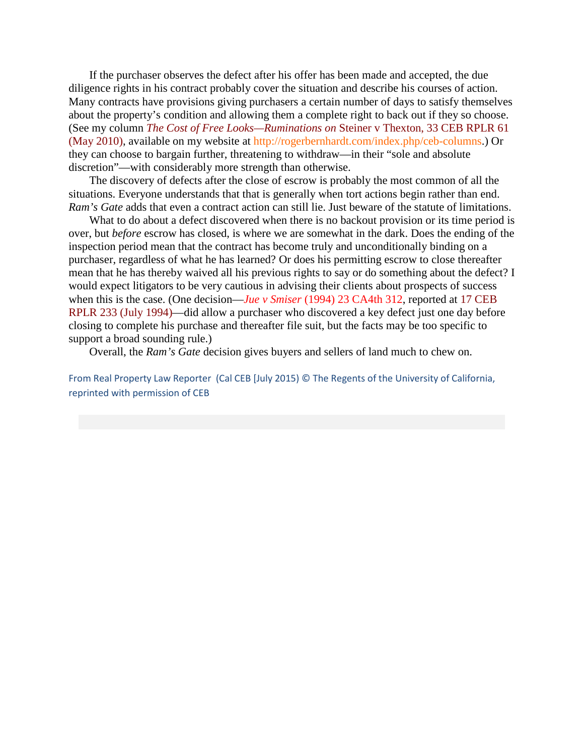If the purchaser observes the defect after his offer has been made and accepted, the due diligence rights in his contract probably cover the situation and describe his courses of action. Many contracts have provisions giving purchasers a certain number of days to satisfy themselves about the property's condition and allowing them a complete right to back out if they so choose. (See my column *The Cost of Free Looks—Ruminations on* Steiner v Thexton, 33 CEB RPLR 61 (May 2010), available on my website at http://rogerbernhardt.com/index.php/ceb-columns.) Or they can choose to bargain further, threatening to withdraw—in their "sole and absolute discretion"—with considerably more strength than otherwise.

The discovery of defects after the close of escrow is probably the most common of all the situations. Everyone understands that that is generally when tort actions begin rather than end. *Ram's Gate* adds that even a contract action can still lie. Just beware of the statute of limitations.

What to do about a defect discovered when there is no backout provision or its time period is over, but *before* escrow has closed, is where we are somewhat in the dark. Does the ending of the inspection period mean that the contract has become truly and unconditionally binding on a purchaser, regardless of what he has learned? Or does his permitting escrow to close thereafter mean that he has thereby waived all his previous rights to say or do something about the defect? I would expect litigators to be very cautious in advising their clients about prospects of success when this is the case. (One decision—*Jue v Smiser* (1994) 23 CA4th 312, reported at 17 CEB RPLR 233 (July 1994)—did allow a purchaser who discovered a key defect just one day before closing to complete his purchase and thereafter file suit, but the facts may be too specific to support a broad sounding rule.)

Overall, the *Ram's Gate* decision gives buyers and sellers of land much to chew on.

From Real Property Law Reporter (Cal CEB [July 2015) © The Regents of the University of California, reprinted with permission of CEB